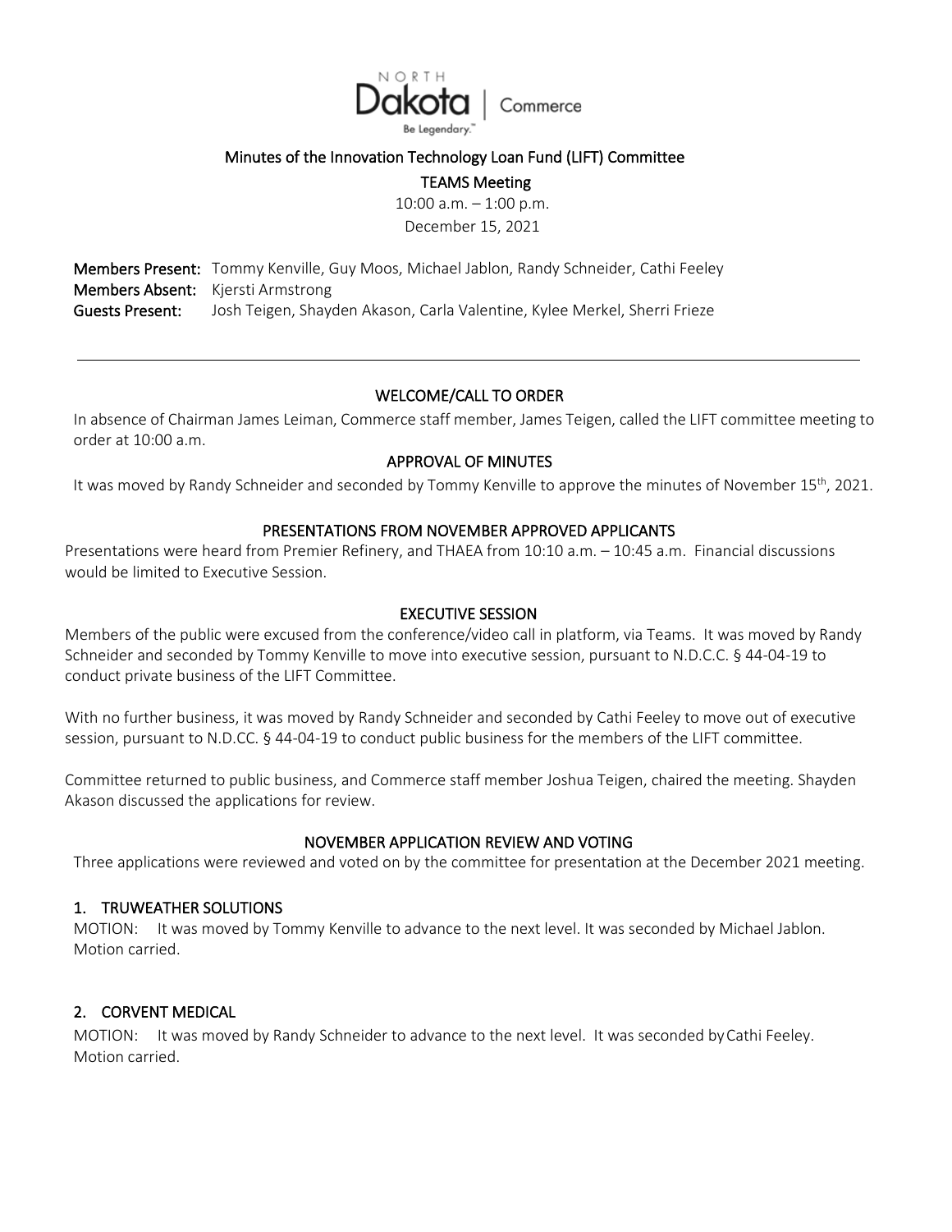NORTH Dakota | Commerce
Be Legendary.™

# Minutes of the Innovation Technology Loan Fund (LIFT) Committee

## TEAMS Meeting

10:00 a.m. – 1:00 p.m.
December 15, 2021

**Members Present:** Tommy Kenville, Guy Moos, Michael Jablon, Randy Schneider, Cathi Feeley
**Members Absent:** Kjersti Armstrong
**Guests Present:** Josh Teigen, Shayden Akason, Carla Valentine, Kylee Merkel, Sherri Frieze

---

## WELCOME/CALL TO ORDER

In absence of Chairman James Leiman, Commerce staff member, James Teigen, called the LIFT committee meeting to order at 10:00 a.m.

## APPROVAL OF MINUTES

It was moved by Randy Schneider and seconded by Tommy Kenville to approve the minutes of November 15th, 2021.

## PRESENTATIONS FROM NOVEMBER APPROVED APPLICANTS

Presentations were heard from Premier Refinery, and THAEA from 10:10 a.m. – 10:45 a.m. Financial discussions would be limited to Executive Session.

## EXECUTIVE SESSION

Members of the public were excused from the conference/video call in platform, via Teams. It was moved by Randy Schneider and seconded by Tommy Kenville to move into executive session, pursuant to N.D.C.C. § 44-04-19 to conduct private business of the LIFT Committee.

With no further business, it was moved by Randy Schneider and seconded by Cathi Feeley to move out of executive session, pursuant to N.D.CC. § 44-04-19 to conduct public business for the members of the LIFT committee.

Committee returned to public business, and Commerce staff member Joshua Teigen, chaired the meeting. Shayden Akason discussed the applications for review.

## NOVEMBER APPLICATION REVIEW AND VOTING

Three applications were reviewed and voted on by the committee for presentation at the December 2021 meeting.

### 1. TRUWEATHER SOLUTIONS

MOTION: It was moved by Tommy Kenville to advance to the next level. It was seconded by Michael Jablon. Motion carried.

### 2. CORVENT MEDICAL

MOTION: It was moved by Randy Schneider to advance to the next level. It was seconded by Cathi Feeley. Motion carried.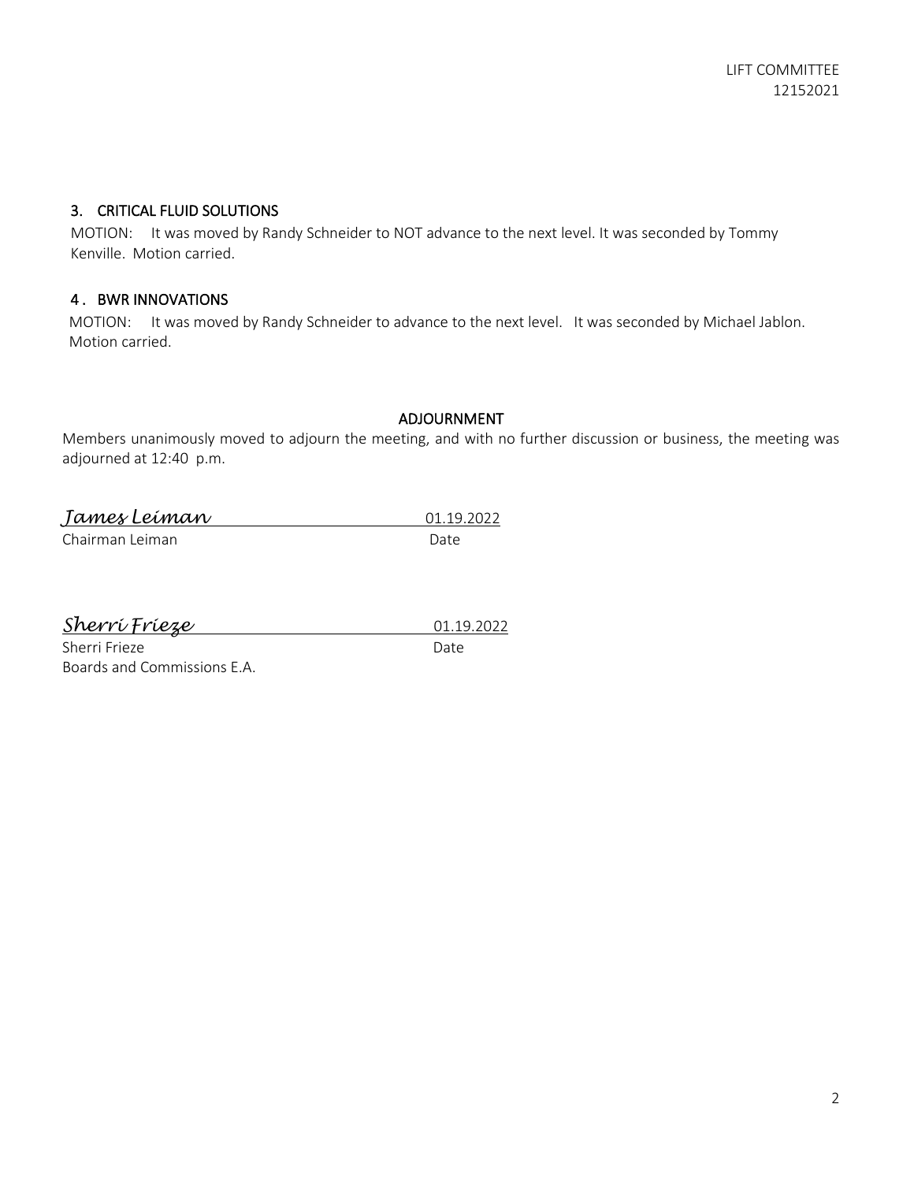### 3. CRITICAL FLUID SOLUTIONS

MOTION: It was moved by Randy Schneider to NOT advance to the next level. It was seconded by Tommy Kenville. Motion carried.

### 4. BWR INNOVATIONS

MOTION: It was moved by Randy Schneider to advance to the next level. It was seconded by Michael Jablon. Motion carried.

## ADJOURNMENT

Members unanimously moved to adjourn the meeting, and with no further discussion or business, the meeting was adjourned at 12:40 p.m.

*James Leiman* 01.19.2022

Chairman Leiman Date

*Sherri Frieze* 01.19.2022

Sherri Frieze Date

Boards and Commissions E.A.